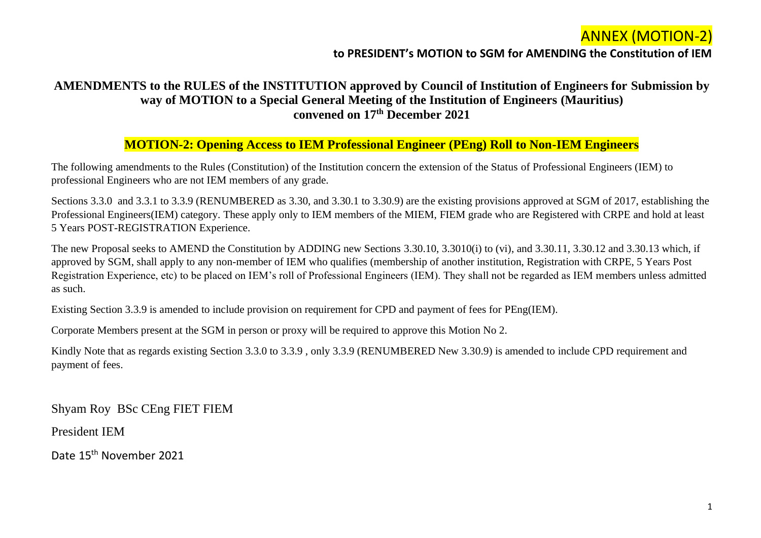# ANNEX (MOTION-2)

**to PRESIDENT's MOTION to SGM for AMENDING the Constitution of IEM**

## AMENDMENTS to the RULES of the INSTITUTION approved by Council of Institution of Engineers for Submission by way of MOTION to a Special General Meeting of the Institution of Engineers (Mauritius) convened on 17th December 2021

## MOTION-2: Opening Access to IEM Professional Engineer (PEng) Roll to Non-IEM Engineers

The following amendments to the Rules (Constitution) of the Institution concern the extension of the Status of Professional Engineers (IEM) to professional Engineers who are not IEM members of any grade.

Sections 3.3.0 and 3.3.1 to 3.3.9 (RENUMBERED as 3.30, and 3.30.1 to 3.30.9) are the existing provisions approved at SGM of 2017, establishing the Professional Engineers(IEM) category. These apply only to IEM members of the MIEM, FIEM grade who are Registered with CRPE and hold at least 5 Years POST-REGISTRATION Experience.

The new Proposal seeks to AMEND the Constitution by ADDING new Sections 3.30.10, 3.3010(i) to (vi), and 3.30.11, 3.30.12 and 3.30.13 which, if approved by SGM, shall apply to any non-member of IEM who qualifies (membership of another institution, Registration with CRPE, 5 Years Post Registration Experience, etc) to be placed on IEM's roll of Professional Engineers (IEM). They shall not be regarded as IEM members unless admitted as such.

Existing Section 3.3.9 is amended to include provision on requirement for CPD and payment of fees for PEng(IEM).

Corporate Members present at the SGM in person or proxy will be required to approve this Motion No 2.

Kindly Note that as regards existing Section 3.3.0 to 3.3.9 , only 3.3.9 (RENUMBERED New 3.30.9) is amended to include CPD requirement and payment of fees.

Shyam Roy BSc CEng FIET FIEM

President IEM

Date 15th November 2021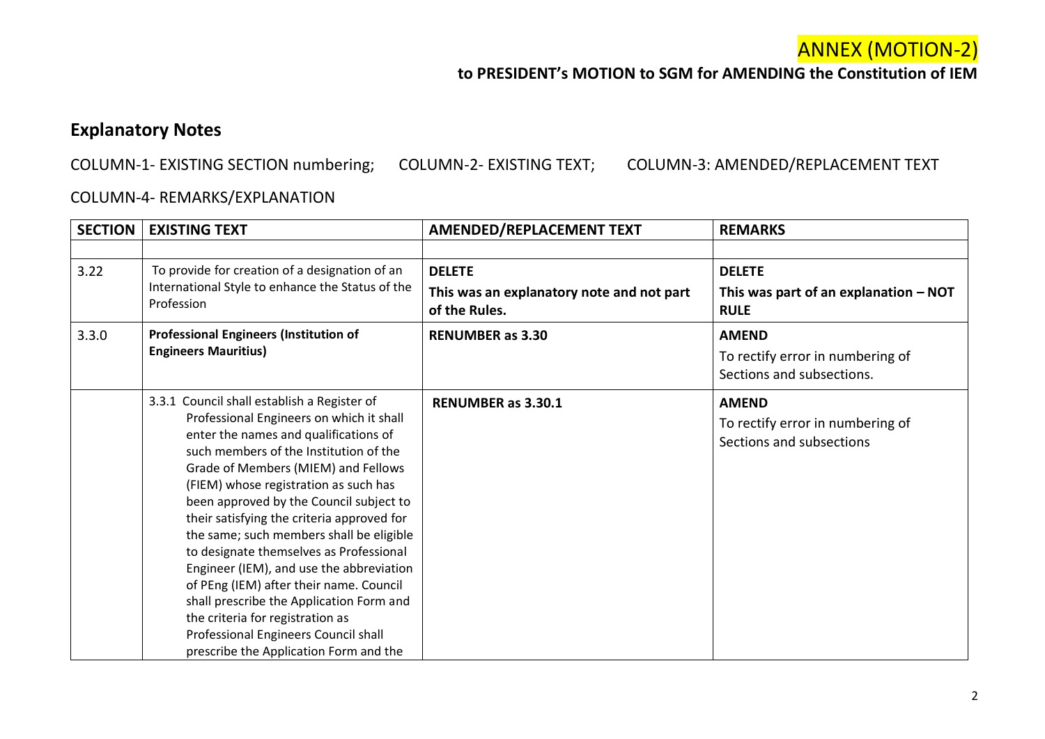ANNEX (MOTION-2)

**to PRESIDENT's MOTION to SGM for AMENDING the Constitution of IEM**

## Explanatory Notes

COLUMN-1- EXISTING SECTION numbering; COLUMN-2- EXISTING TEXT; COLUMN-3: AMENDED/REPLACEMENT TEXT

COLUMN-4- REMARKS/EXPLANATION

| SECTION | EXISTING TEXT | AMENDED/REPLACEMENT TEXT | REMARKS |
|---|---|---|---|
| | | | |
| 3.22 | To provide for creation of a designation of an International Style to enhance the Status of the Profession | **DELETE**<br>**This was an explanatory note and not part of the Rules.** | **DELETE**<br>**This was part of an explanation – NOT RULE** |
| 3.3.0 | **Professional Engineers (Institution of Engineers Mauritius)** | **RENUMBER as 3.30** | **AMEND**<br>To rectify error in numbering of Sections and subsections. |
| | 3.3.1 Council shall establish a Register of Professional Engineers on which it shall enter the names and qualifications of such members of the Institution of the Grade of Members (MIEM) and Fellows (FIEM) whose registration as such has been approved by the Council subject to their satisfying the criteria approved for the same; such members shall be eligible to designate themselves as Professional Engineer (IEM), and use the abbreviation of PEng (IEM) after their name. Council shall prescribe the Application Form and the criteria for registration as Professional Engineers Council shall prescribe the Application Form and the | **RENUMBER as 3.30.1** | **AMEND**<br>To rectify error in numbering of Sections and subsections |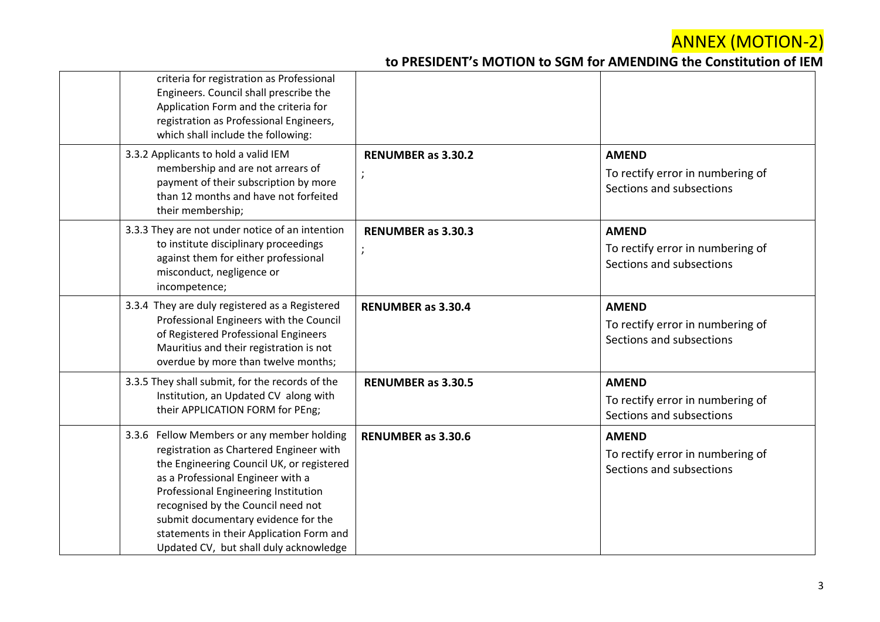ANNEX (MOTION-2)

**to PRESIDENT's MOTION to SGM for AMENDING the Constitution of IEM**

| | | | |
|---|---|---|---|
| | criteria for registration as Professional Engineers. Council shall prescribe the Application Form and the criteria for registration as Professional Engineers, which shall include the following: | | |
| | 3.3.2 Applicants to hold a valid IEM membership and are not arrears of payment of their subscription by more than 12 months and have not forfeited their membership; | **RENUMBER as 3.30.2** ; | **AMEND** To rectify error in numbering of Sections and subsections |
| | 3.3.3 They are not under notice of an intention to institute disciplinary proceedings against them for either professional misconduct, negligence or incompetence; | **RENUMBER as 3.30.3** ; | **AMEND** To rectify error in numbering of Sections and subsections |
| | 3.3.4 They are duly registered as a Registered Professional Engineers with the Council of Registered Professional Engineers Mauritius and their registration is not overdue by more than twelve months; | **RENUMBER as 3.30.4** | **AMEND** To rectify error in numbering of Sections and subsections |
| | 3.3.5 They shall submit, for the records of the Institution, an Updated CV along with their APPLICATION FORM for PEng; | **RENUMBER as 3.30.5** | **AMEND** To rectify error in numbering of Sections and subsections |
| | 3.3.6 Fellow Members or any member holding registration as Chartered Engineer with the Engineering Council UK, or registered as a Professional Engineer with a Professional Engineering Institution recognised by the Council need not submit documentary evidence for the statements in their Application Form and Updated CV, but shall duly acknowledge | **RENUMBER as 3.30.6** | **AMEND** To rectify error in numbering of Sections and subsections |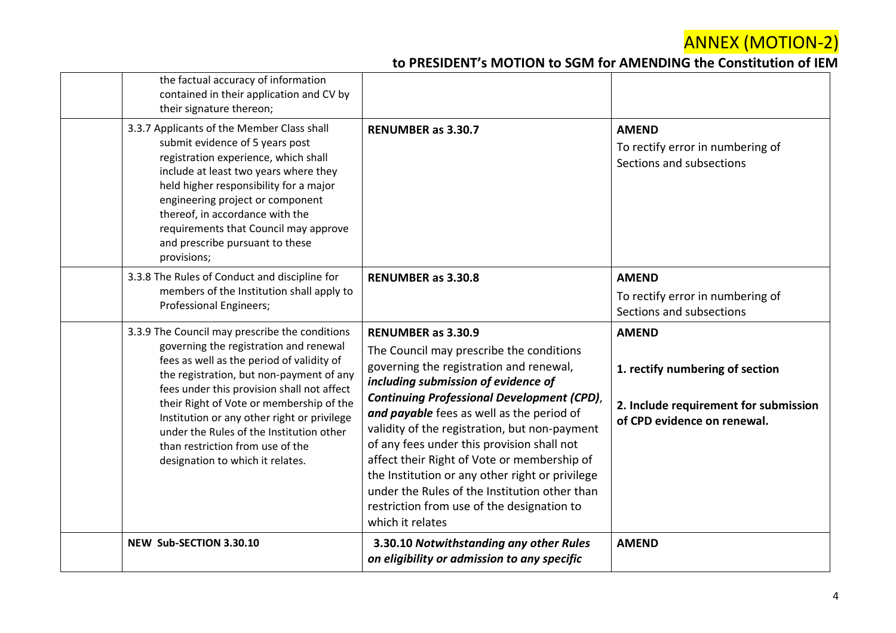## ANNEX (MOTION-2)

### to PRESIDENT's MOTION to SGM for AMENDING the Constitution of IEM

| | | | |
|---|---|---|---|
| | the factual accuracy of information contained in their application and CV by their signature thereon; | | |
| | 3.3.7 Applicants of the Member Class shall submit evidence of 5 years post registration experience, which shall include at least two years where they held higher responsibility for a major engineering project or component thereof, in accordance with the requirements that Council may approve and prescribe pursuant to these provisions; | **RENUMBER as 3.30.7** | **AMEND** To rectify error in numbering of Sections and subsections |
| | 3.3.8 The Rules of Conduct and discipline for members of the Institution shall apply to Professional Engineers; | **RENUMBER as 3.30.8** | **AMEND** To rectify error in numbering of Sections and subsections |
| | 3.3.9 The Council may prescribe the conditions governing the registration and renewal fees as well as the period of validity of the registration, but non-payment of any fees under this provision shall not affect their Right of Vote or membership of the Institution or any other right or privilege under the Rules of the Institution other than restriction from use of the designation to which it relates. | **RENUMBER as 3.30.9** The Council may prescribe the conditions governing the registration and renewal, ***including submission of evidence of Continuing Professional Development (CPD)***, ***and payable*** fees as well as the period of validity of the registration, but non-payment of any fees under this provision shall not affect their Right of Vote or membership of the Institution or any other right or privilege under the Rules of the Institution other than restriction from use of the designation to which it relates | **AMEND** **1. rectify numbering of section** **2. Include requirement for submission of CPD evidence on renewal.** |
| | **NEW Sub-SECTION 3.30.10** | **3.30.10 *Notwithstanding any other Rules on eligibility or admission to any specific*** | **AMEND** |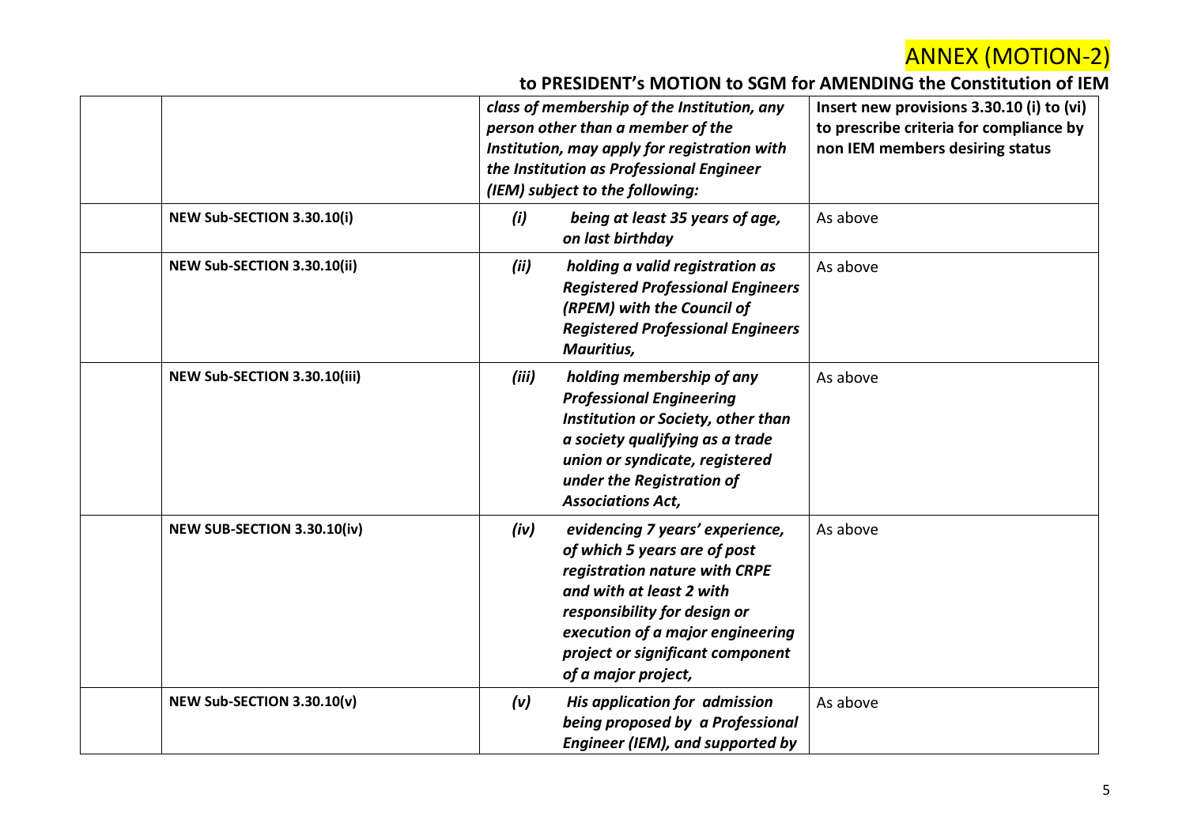# ANNEX (MOTION-2)

## to PRESIDENT's MOTION to SGM for AMENDING the Constitution of IEM

| | | | |
|---|---|---|---|
| | | ***class of membership of the Institution, any person other than a member of the Institution, may apply for registration with the Institution as Professional Engineer (IEM) subject to the following:*** | **Insert new provisions 3.30.10 (i) to (vi) to prescribe criteria for compliance by non IEM members desiring status** |
| | **NEW Sub-SECTION 3.30.10(i)** | ***(i) being at least 35 years of age, on last birthday*** | As above |
| | **NEW Sub-SECTION 3.30.10(ii)** | ***(ii) holding a valid registration as Registered Professional Engineers (RPEM) with the Council of Registered Professional Engineers Mauritius,*** | As above |
| | **NEW Sub-SECTION 3.30.10(iii)** | ***(iii) holding membership of any Professional Engineering Institution or Society, other than a society qualifying as a trade union or syndicate, registered under the Registration of Associations Act,*** | As above |
| | **NEW SUB-SECTION 3.30.10(iv)** | ***(iv) evidencing 7 years' experience, of which 5 years are of post registration nature with CRPE and with at least 2 with responsibility for design or execution of a major engineering project or significant component of a major project,*** | As above |
| | **NEW Sub-SECTION 3.30.10(v)** | ***(v) His application for admission being proposed by a Professional Engineer (IEM), and supported by*** | As above |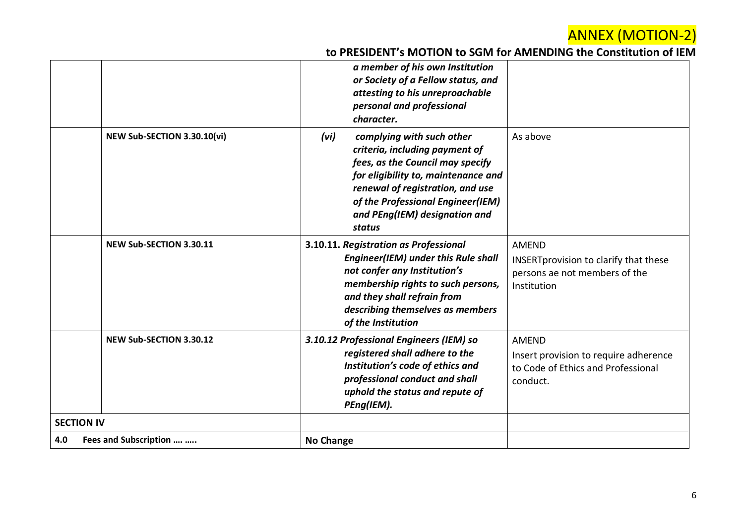# ANNEX (MOTION-2)

## to PRESIDENT's MOTION to SGM for AMENDING the Constitution of IEM

| | | | |
|---|---|---|---|
| | | ***a member of his own Institution or Society of a Fellow status, and attesting to his unreproachable personal and professional character.*** | |
| | **NEW Sub-SECTION 3.30.10(vi)** | ***(vi) complying with such other criteria, including payment of fees, as the Council may specify for eligibility to, maintenance and renewal of registration, and use of the Professional Engineer(IEM) and PEng(IEM) designation and status*** | As above |
| | **NEW Sub-SECTION 3.30.11** | **3.10.11. *Registration as Professional Engineer(IEM) under this Rule shall not confer any Institution's membership rights to such persons, and they shall refrain from describing themselves as members of the Institution*** | AMEND<br>INSERTprovision to clarify that these persons ae not members of the Institution |
| | **NEW Sub-SECTION 3.30.12** | ***3.10.12 Professional Engineers (IEM) so registered shall adhere to the Institution's code of ethics and professional conduct and shall uphold the status and repute of PEng(IEM).*** | AMEND<br>Insert provision to require adherence to Code of Ethics and Professional conduct. |
| **SECTION IV** | | | |
| **4.0** | **Fees and Subscription …. …..** | **No Change** | |